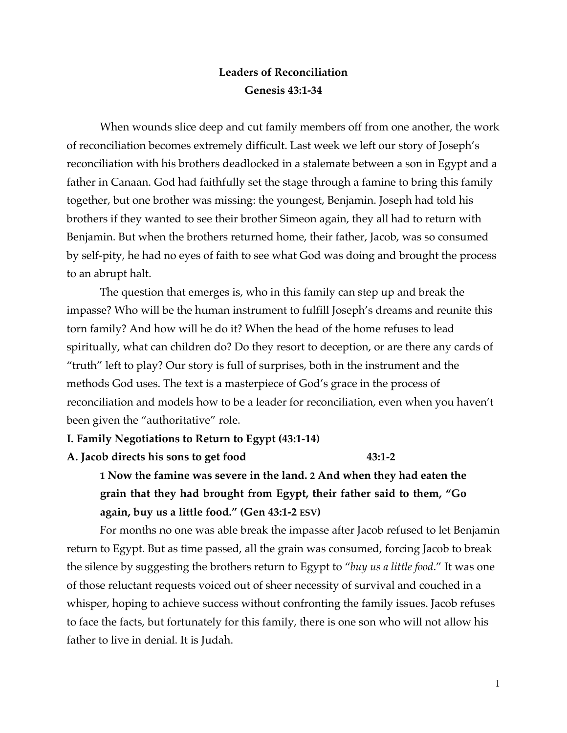# Leaders of Reconciliation
## Genesis 43:1-34

When wounds slice deep and cut family members off from one another, the work of reconciliation becomes extremely difficult. Last week we left our story of Joseph's reconciliation with his brothers deadlocked in a stalemate between a son in Egypt and a father in Canaan. God had faithfully set the stage through a famine to bring this family together, but one brother was missing: the youngest, Benjamin. Joseph had told his brothers if they wanted to see their brother Simeon again, they all had to return with Benjamin. But when the brothers returned home, their father, Jacob, was so consumed by self-pity, he had no eyes of faith to see what God was doing and brought the process to an abrupt halt.

The question that emerges is, who in this family can step up and break the impasse? Who will be the human instrument to fulfill Joseph's dreams and reunite this torn family? And how will he do it? When the head of the home refuses to lead spiritually, what can children do? Do they resort to deception, or are there any cards of "truth" left to play? Our story is full of surprises, both in the instrument and the methods God uses. The text is a masterpiece of God's grace in the process of reconciliation and models how to be a leader for reconciliation, even when you haven't been given the "authoritative" role.

**I. Family Negotiations to Return to Egypt (43:1-14)**

**A. Jacob directs his sons to get food 43:1-2**

> **1 Now the famine was severe in the land. 2 And when they had eaten the grain that they had brought from Egypt, their father said to them, "Go again, buy us a little food." (Gen 43:1-2 ESV)**

For months no one was able break the impasse after Jacob refused to let Benjamin return to Egypt. But as time passed, all the grain was consumed, forcing Jacob to break the silence by suggesting the brothers return to Egypt to "*buy us a little food*." It was one of those reluctant requests voiced out of sheer necessity of survival and couched in a whisper, hoping to achieve success without confronting the family issues. Jacob refuses to face the facts, but fortunately for this family, there is one son who will not allow his father to live in denial. It is Judah.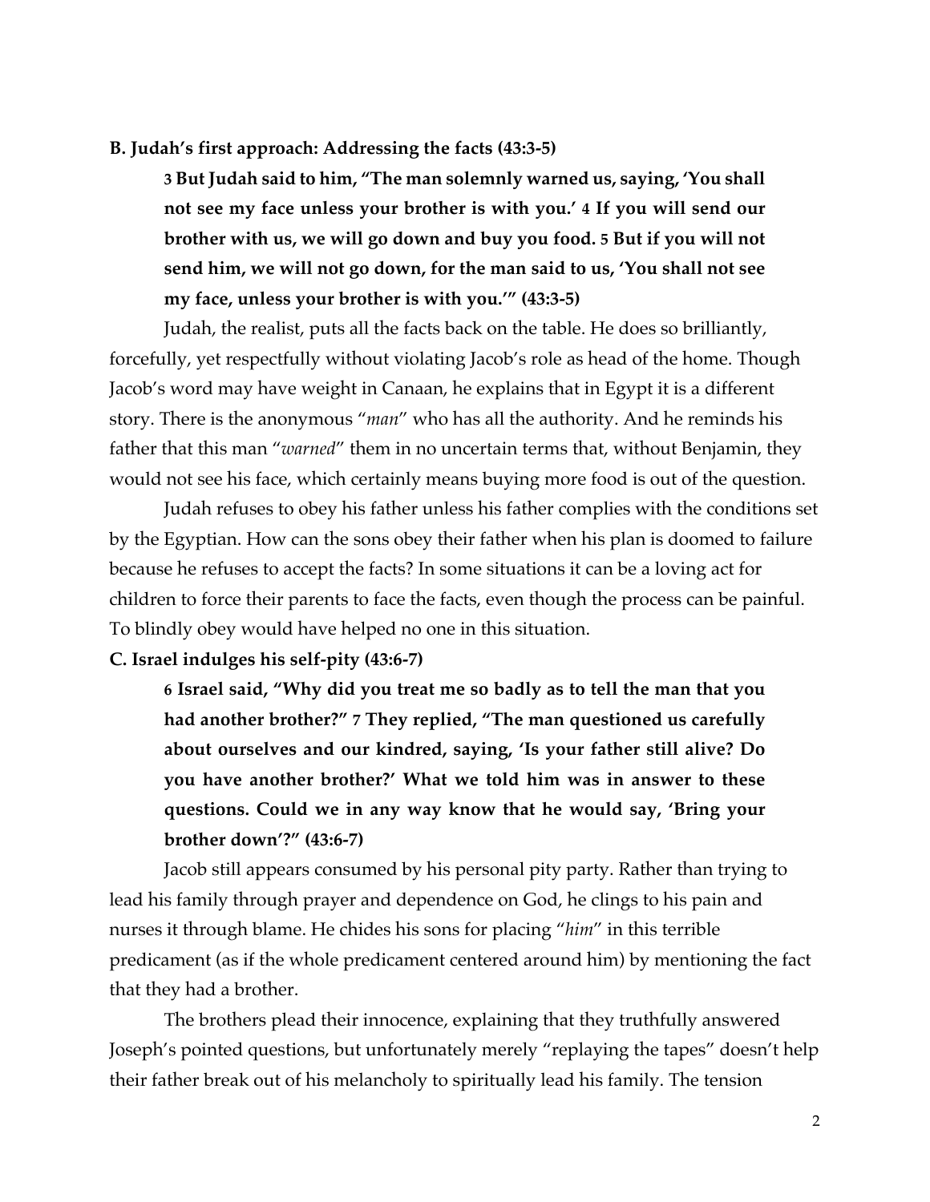**B. Judah's first approach: Addressing the facts (43:3-5)**

> **3 But Judah said to him, "The man solemnly warned us, saying, 'You shall not see my face unless your brother is with you.' 4 If you will send our brother with us, we will go down and buy you food. 5 But if you will not send him, we will not go down, for the man said to us, 'You shall not see my face, unless your brother is with you.'" (43:3-5)**

Judah, the realist, puts all the facts back on the table. He does so brilliantly, forcefully, yet respectfully without violating Jacob's role as head of the home. Though Jacob's word may have weight in Canaan, he explains that in Egypt it is a different story. There is the anonymous "*man*" who has all the authority. And he reminds his father that this man "*warned*" them in no uncertain terms that, without Benjamin, they would not see his face, which certainly means buying more food is out of the question.

Judah refuses to obey his father unless his father complies with the conditions set by the Egyptian. How can the sons obey their father when his plan is doomed to failure because he refuses to accept the facts? In some situations it can be a loving act for children to force their parents to face the facts, even though the process can be painful. To blindly obey would have helped no one in this situation.

**C. Israel indulges his self-pity (43:6-7)**

> **6 Israel said, "Why did you treat me so badly as to tell the man that you had another brother?" 7 They replied, "The man questioned us carefully about ourselves and our kindred, saying, 'Is your father still alive? Do you have another brother?' What we told him was in answer to these questions. Could we in any way know that he would say, 'Bring your brother down'?" (43:6-7)**

Jacob still appears consumed by his personal pity party. Rather than trying to lead his family through prayer and dependence on God, he clings to his pain and nurses it through blame. He chides his sons for placing "*him*" in this terrible predicament (as if the whole predicament centered around him) by mentioning the fact that they had a brother.

The brothers plead their innocence, explaining that they truthfully answered Joseph's pointed questions, but unfortunately merely "replaying the tapes" doesn't help their father break out of his melancholy to spiritually lead his family. The tension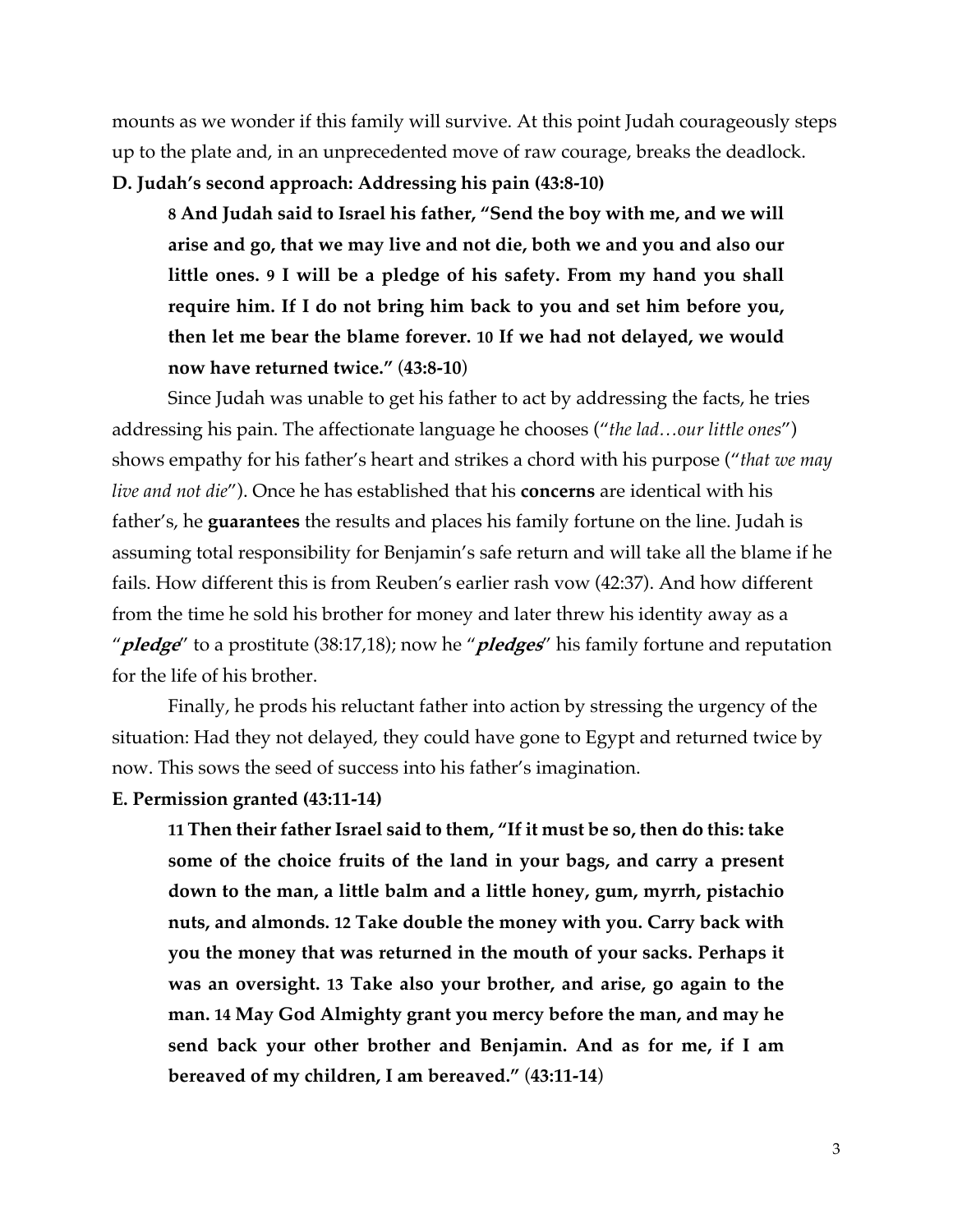mounts as we wonder if this family will survive. At this point Judah courageously steps up to the plate and, in an unprecedented move of raw courage, breaks the deadlock.

**D. Judah's second approach: Addressing his pain (43:8-10)**

> **8 And Judah said to Israel his father, "Send the boy with me, and we will arise and go, that we may live and not die, both we and you and also our little ones. 9 I will be a pledge of his safety. From my hand you shall require him. If I do not bring him back to you and set him before you, then let me bear the blame forever. 10 If we had not delayed, we would now have returned twice."** (**43:8-10**)

Since Judah was unable to get his father to act by addressing the facts, he tries addressing his pain. The affectionate language he chooses ("*the lad…our little ones*") shows empathy for his father's heart and strikes a chord with his purpose ("*that we may live and not die*"). Once he has established that his **concerns** are identical with his father's, he **guarantees** the results and places his family fortune on the line. Judah is assuming total responsibility for Benjamin's safe return and will take all the blame if he fails. How different this is from Reuben's earlier rash vow (42:37). And how different from the time he sold his brother for money and later threw his identity away as a "***pledge***" to a prostitute (38:17,18); now he "***pledges***" his family fortune and reputation for the life of his brother.

Finally, he prods his reluctant father into action by stressing the urgency of the situation: Had they not delayed, they could have gone to Egypt and returned twice by now. This sows the seed of success into his father's imagination.

**E. Permission granted (43:11-14)**

> **11 Then their father Israel said to them, "If it must be so, then do this: take some of the choice fruits of the land in your bags, and carry a present down to the man, a little balm and a little honey, gum, myrrh, pistachio nuts, and almonds. 12 Take double the money with you. Carry back with you the money that was returned in the mouth of your sacks. Perhaps it was an oversight. 13 Take also your brother, and arise, go again to the man. 14 May God Almighty grant you mercy before the man, and may he send back your other brother and Benjamin. And as for me, if I am bereaved of my children, I am bereaved."** (**43:11-14**)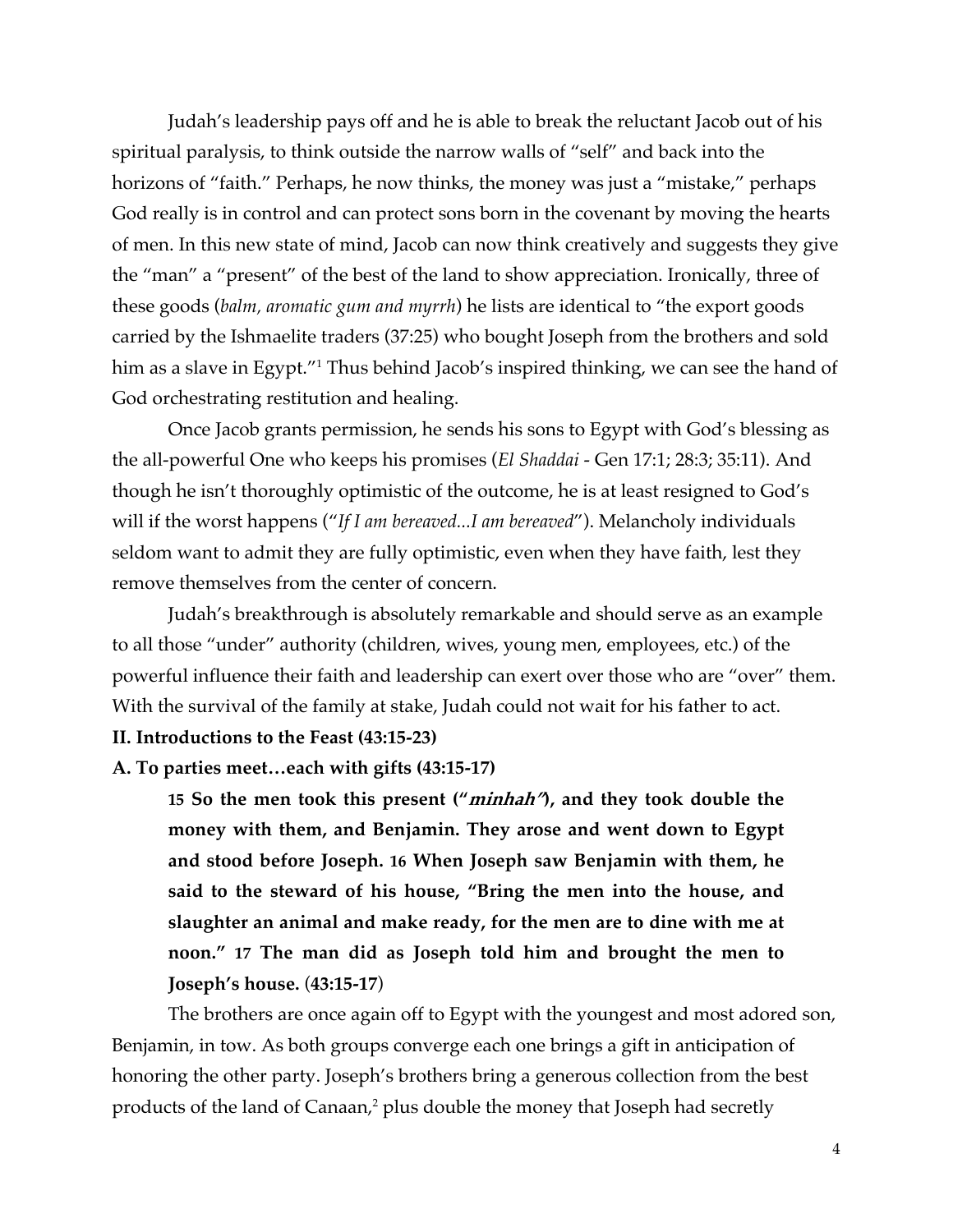Judah's leadership pays off and he is able to break the reluctant Jacob out of his spiritual paralysis, to think outside the narrow walls of "self" and back into the horizons of "faith." Perhaps, he now thinks, the money was just a "mistake," perhaps God really is in control and can protect sons born in the covenant by moving the hearts of men. In this new state of mind, Jacob can now think creatively and suggests they give the "man" a "present" of the best of the land to show appreciation. Ironically, three of these goods (*balm, aromatic gum and myrrh*) he lists are identical to "the export goods carried by the Ishmaelite traders (37:25) who bought Joseph from the brothers and sold him as a slave in Egypt."[1] Thus behind Jacob's inspired thinking, we can see the hand of God orchestrating restitution and healing.

Once Jacob grants permission, he sends his sons to Egypt with God's blessing as the all-powerful One who keeps his promises (*El Shaddai* - Gen 17:1; 28:3; 35:11). And though he isn't thoroughly optimistic of the outcome, he is at least resigned to God's will if the worst happens ("*If I am bereaved...I am bereaved*"). Melancholy individuals seldom want to admit they are fully optimistic, even when they have faith, lest they remove themselves from the center of concern.

Judah's breakthrough is absolutely remarkable and should serve as an example to all those "under" authority (children, wives, young men, employees, etc.) of the powerful influence their faith and leadership can exert over those who are "over" them. With the survival of the family at stake, Judah could not wait for his father to act.

**II. Introductions to the Feast (43:15-23)**

**A. To parties meet…each with gifts (43:15-17)**

> **15 So the men took this present ("*minhah*"), and they took double the money with them, and Benjamin. They arose and went down to Egypt and stood before Joseph. 16 When Joseph saw Benjamin with them, he said to the steward of his house, "Bring the men into the house, and slaughter an animal and make ready, for the men are to dine with me at noon." 17 The man did as Joseph told him and brought the men to Joseph's house.** (**43:15-17**)

The brothers are once again off to Egypt with the youngest and most adored son, Benjamin, in tow. As both groups converge each one brings a gift in anticipation of honoring the other party. Joseph's brothers bring a generous collection from the best products of the land of Canaan,[2] plus double the money that Joseph had secretly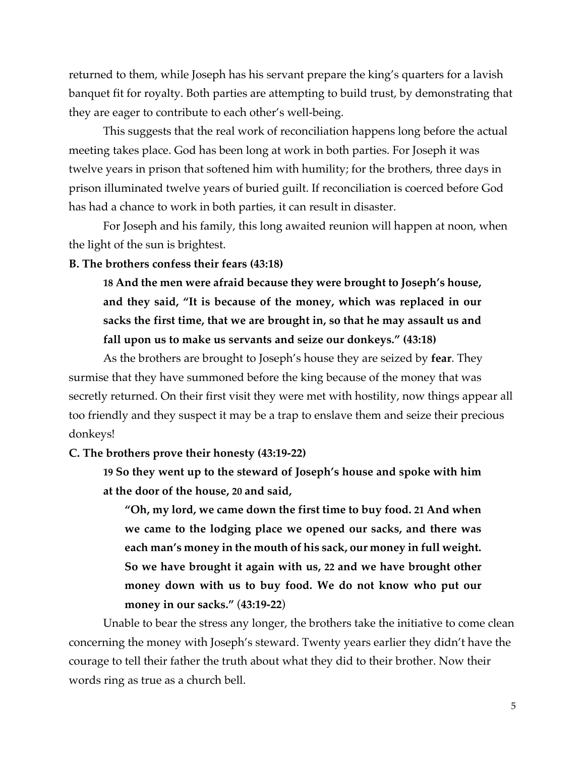returned to them, while Joseph has his servant prepare the king's quarters for a lavish banquet fit for royalty. Both parties are attempting to build trust, by demonstrating that they are eager to contribute to each other's well-being.

This suggests that the real work of reconciliation happens long before the actual meeting takes place. God has been long at work in both parties. For Joseph it was twelve years in prison that softened him with humility; for the brothers, three days in prison illuminated twelve years of buried guilt. If reconciliation is coerced before God has had a chance to work in both parties, it can result in disaster.

For Joseph and his family, this long awaited reunion will happen at noon, when the light of the sun is brightest.

**B. The brothers confess their fears (43:18)**

> **18 And the men were afraid because they were brought to Joseph's house, and they said, "It is because of the money, which was replaced in our sacks the first time, that we are brought in, so that he may assault us and fall upon us to make us servants and seize our donkeys." (43:18)**

As the brothers are brought to Joseph's house they are seized by **fear**. They surmise that they have summoned before the king because of the money that was secretly returned. On their first visit they were met with hostility, now things appear all too friendly and they suspect it may be a trap to enslave them and seize their precious donkeys!

**C. The brothers prove their honesty (43:19-22)**

> **19 So they went up to the steward of Joseph's house and spoke with him at the door of the house, 20 and said,**
>
> > **"Oh, my lord, we came down the first time to buy food. 21 And when we came to the lodging place we opened our sacks, and there was each man's money in the mouth of his sack, our money in full weight. So we have brought it again with us, 22 and we have brought other money down with us to buy food. We do not know who put our money in our sacks." (43:19-22)**

Unable to bear the stress any longer, the brothers take the initiative to come clean concerning the money with Joseph's steward. Twenty years earlier they didn't have the courage to tell their father the truth about what they did to their brother. Now their words ring as true as a church bell.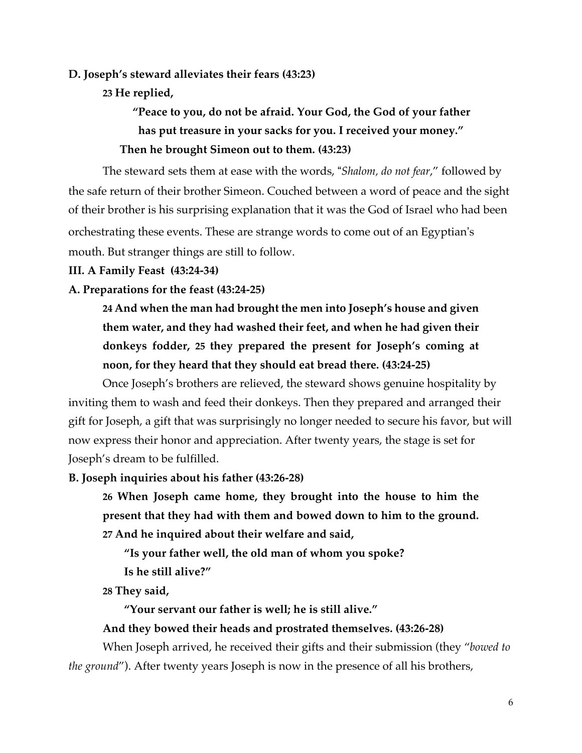**D. Joseph's steward alleviates their fears (43:23)**

**23 He replied,**

> **"Peace to you, do not be afraid. Your God, the God of your father has put treasure in your sacks for you. I received your money."**

**Then he brought Simeon out to them. (43:23)**

The steward sets them at ease with the words, "*Shalom, do not fear*," followed by the safe return of their brother Simeon. Couched between a word of peace and the sight of their brother is his surprising explanation that it was the God of Israel who had been orchestrating these events. These are strange words to come out of an Egyptian's mouth. But stranger things are still to follow.

**III. A Family Feast (43:24-34)**

**A. Preparations for the feast (43:24-25)**

**24 And when the man had brought the men into Joseph's house and given them water, and they had washed their feet, and when he had given their donkeys fodder, 25 they prepared the present for Joseph's coming at noon, for they heard that they should eat bread there. (43:24-25)**

Once Joseph's brothers are relieved, the steward shows genuine hospitality by inviting them to wash and feed their donkeys. Then they prepared and arranged their gift for Joseph, a gift that was surprisingly no longer needed to secure his favor, but will now express their honor and appreciation. After twenty years, the stage is set for Joseph's dream to be fulfilled.

**B. Joseph inquiries about his father (43:26-28)**

**26 When Joseph came home, they brought into the house to him the present that they had with them and bowed down to him to the ground.**
**27 And he inquired about their welfare and said,**

> **"Is your father well, the old man of whom you spoke?**
> **Is he still alive?"**

**28 They said,**

> **"Your servant our father is well; he is still alive."**

**And they bowed their heads and prostrated themselves. (43:26-28)**

When Joseph arrived, he received their gifts and their submission (they "*bowed to the ground*"). After twenty years Joseph is now in the presence of all his brothers,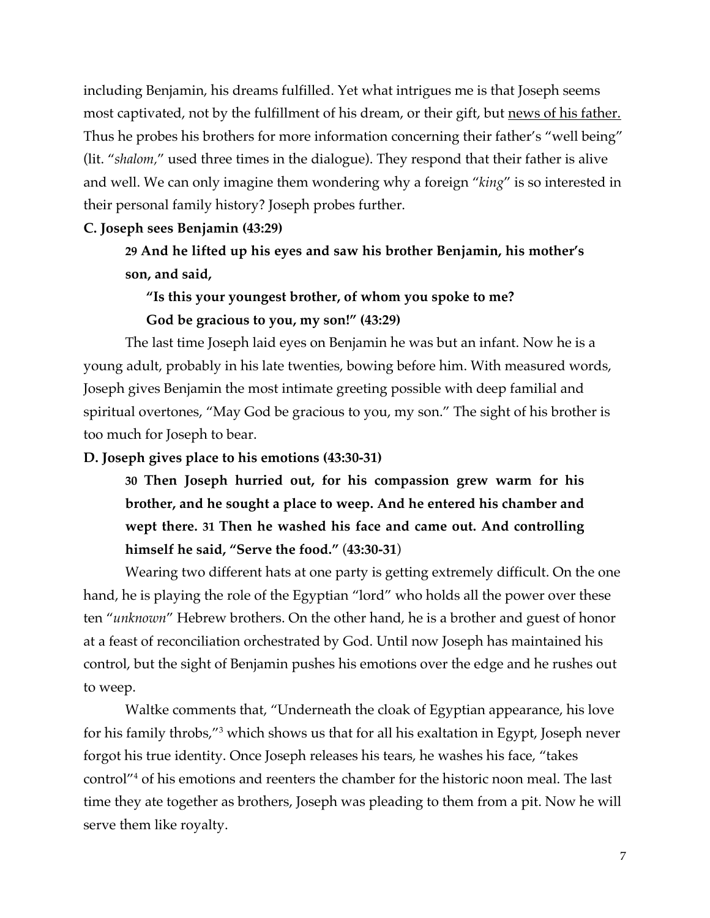including Benjamin, his dreams fulfilled. Yet what intrigues me is that Joseph seems most captivated, not by the fulfillment of his dream, or their gift, but <u>news of his father.</u> Thus he probes his brothers for more information concerning their father's "well being" (lit. "*shalom*," used three times in the dialogue). They respond that their father is alive and well. We can only imagine them wondering why a foreign "*king*" is so interested in their personal family history? Joseph probes further.

**C. Joseph sees Benjamin (43:29)**

> **29 And he lifted up his eyes and saw his brother Benjamin, his mother's son, and said,**
>
> **"Is this your youngest brother, of whom you spoke to me?**
> **God be gracious to you, my son!" (43:29)**

The last time Joseph laid eyes on Benjamin he was but an infant. Now he is a young adult, probably in his late twenties, bowing before him. With measured words, Joseph gives Benjamin the most intimate greeting possible with deep familial and spiritual overtones, "May God be gracious to you, my son." The sight of his brother is too much for Joseph to bear.

**D. Joseph gives place to his emotions (43:30-31)**

> **30 Then Joseph hurried out, for his compassion grew warm for his brother, and he sought a place to weep. And he entered his chamber and wept there. 31 Then he washed his face and came out. And controlling himself he said, "Serve the food." (43:30-31)**

Wearing two different hats at one party is getting extremely difficult. On the one hand, he is playing the role of the Egyptian "lord" who holds all the power over these ten "*unknown*" Hebrew brothers. On the other hand, he is a brother and guest of honor at a feast of reconciliation orchestrated by God. Until now Joseph has maintained his control, but the sight of Benjamin pushes his emotions over the edge and he rushes out to weep.

Waltke comments that, "Underneath the cloak of Egyptian appearance, his love for his family throbs,"[3] which shows us that for all his exaltation in Egypt, Joseph never forgot his true identity. Once Joseph releases his tears, he washes his face, "takes control"[4] of his emotions and reenters the chamber for the historic noon meal. The last time they ate together as brothers, Joseph was pleading to them from a pit. Now he will serve them like royalty.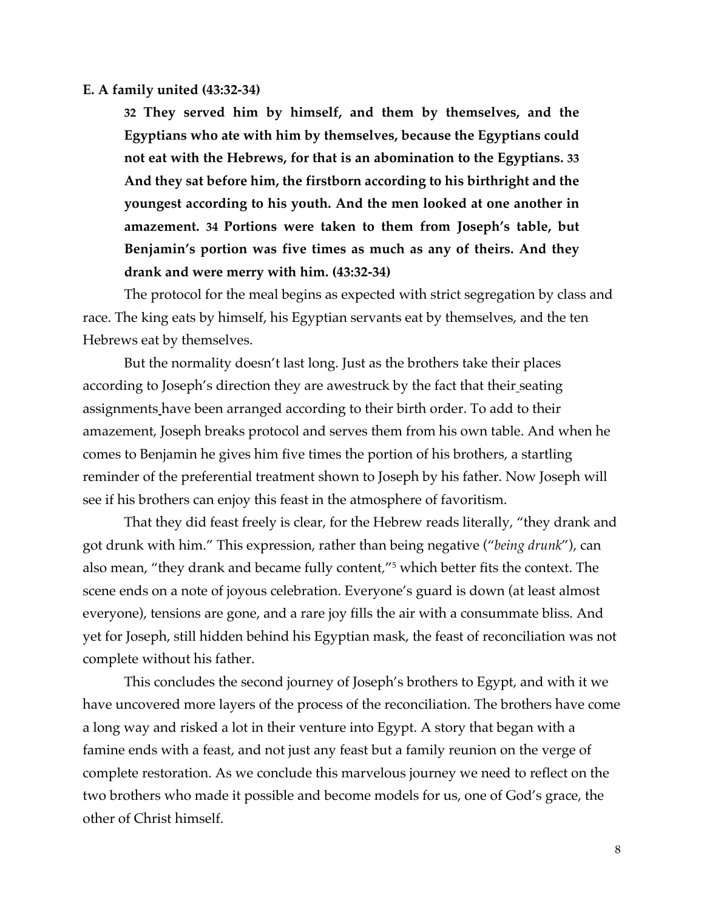**E. A family united (43:32-34)**

> **32 They served him by himself, and them by themselves, and the Egyptians who ate with him by themselves, because the Egyptians could not eat with the Hebrews, for that is an abomination to the Egyptians. 33 And they sat before him, the firstborn according to his birthright and the youngest according to his youth. And the men looked at one another in amazement. 34 Portions were taken to them from Joseph's table, but Benjamin's portion was five times as much as any of theirs. And they drank and were merry with him. (43:32-34)**

The protocol for the meal begins as expected with strict segregation by class and race. The king eats by himself, his Egyptian servants eat by themselves, and the ten Hebrews eat by themselves.

But the normality doesn't last long. Just as the brothers take their places according to Joseph's direction they are awestruck by the fact that their seating assignments have been arranged according to their birth order. To add to their amazement, Joseph breaks protocol and serves them from his own table. And when he comes to Benjamin he gives him five times the portion of his brothers, a startling reminder of the preferential treatment shown to Joseph by his father. Now Joseph will see if his brothers can enjoy this feast in the atmosphere of favoritism.

That they did feast freely is clear, for the Hebrew reads literally, "they drank and got drunk with him." This expression, rather than being negative ("*being drunk*"), can also mean, "they drank and became fully content,"[5] which better fits the context. The scene ends on a note of joyous celebration. Everyone's guard is down (at least almost everyone), tensions are gone, and a rare joy fills the air with a consummate bliss. And yet for Joseph, still hidden behind his Egyptian mask, the feast of reconciliation was not complete without his father.

This concludes the second journey of Joseph's brothers to Egypt, and with it we have uncovered more layers of the process of the reconciliation. The brothers have come a long way and risked a lot in their venture into Egypt. A story that began with a famine ends with a feast, and not just any feast but a family reunion on the verge of complete restoration. As we conclude this marvelous journey we need to reflect on the two brothers who made it possible and become models for us, one of God's grace, the other of Christ himself.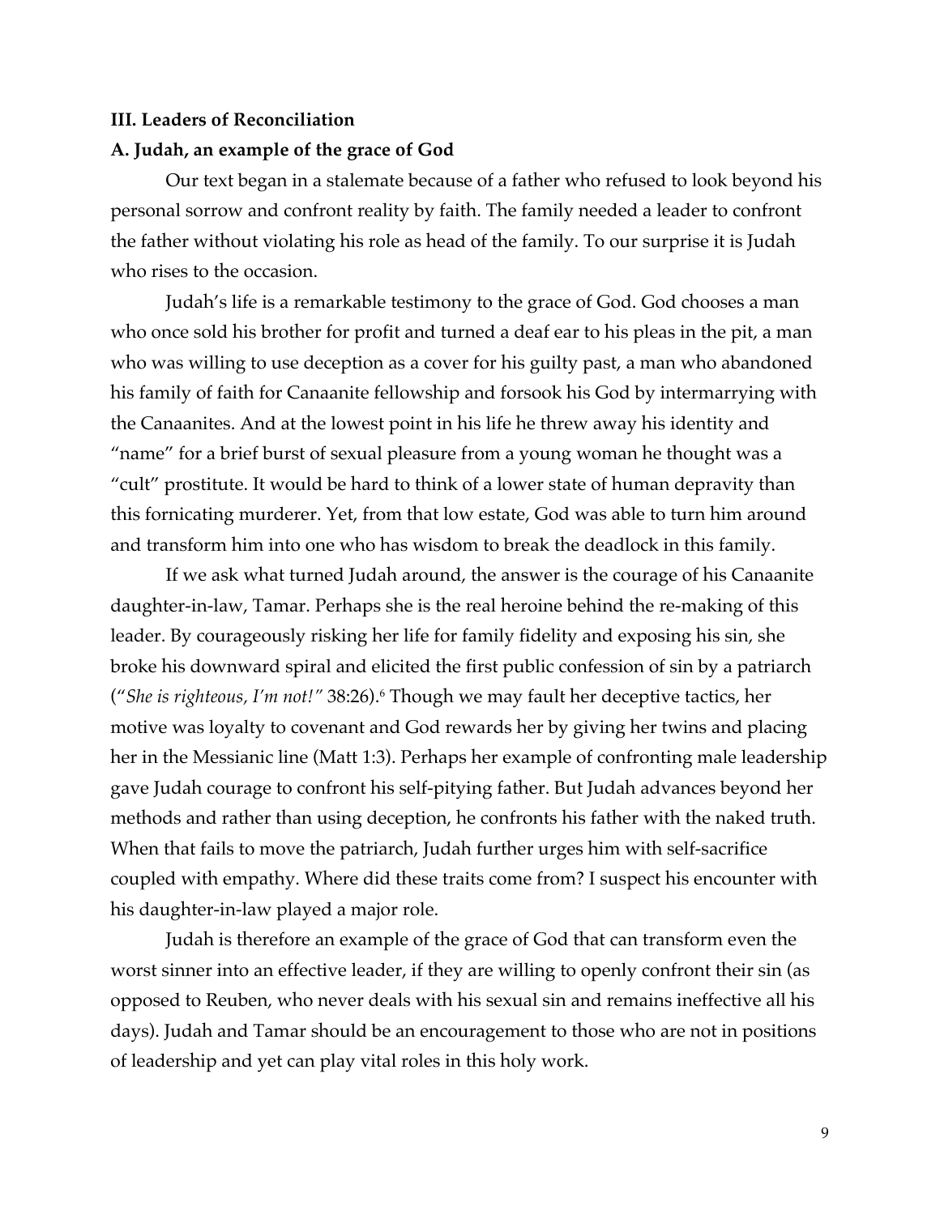**III. Leaders of Reconciliation**

**A. Judah, an example of the grace of God**

Our text began in a stalemate because of a father who refused to look beyond his personal sorrow and confront reality by faith. The family needed a leader to confront the father without violating his role as head of the family. To our surprise it is Judah who rises to the occasion.

Judah's life is a remarkable testimony to the grace of God. God chooses a man who once sold his brother for profit and turned a deaf ear to his pleas in the pit, a man who was willing to use deception as a cover for his guilty past, a man who abandoned his family of faith for Canaanite fellowship and forsook his God by intermarrying with the Canaanites. And at the lowest point in his life he threw away his identity and "name" for a brief burst of sexual pleasure from a young woman he thought was a "cult" prostitute. It would be hard to think of a lower state of human depravity than this fornicating murderer. Yet, from that low estate, God was able to turn him around and transform him into one who has wisdom to break the deadlock in this family.

If we ask what turned Judah around, the answer is the courage of his Canaanite daughter-in-law, Tamar. Perhaps she is the real heroine behind the re-making of this leader. By courageously risking her life for family fidelity and exposing his sin, she broke his downward spiral and elicited the first public confession of sin by a patriarch ("*She is righteous, I'm not!"* 38:26).[6] Though we may fault her deceptive tactics, her motive was loyalty to covenant and God rewards her by giving her twins and placing her in the Messianic line (Matt 1:3). Perhaps her example of confronting male leadership gave Judah courage to confront his self-pitying father. But Judah advances beyond her methods and rather than using deception, he confronts his father with the naked truth. When that fails to move the patriarch, Judah further urges him with self-sacrifice coupled with empathy. Where did these traits come from? I suspect his encounter with his daughter-in-law played a major role.

Judah is therefore an example of the grace of God that can transform even the worst sinner into an effective leader, if they are willing to openly confront their sin (as opposed to Reuben, who never deals with his sexual sin and remains ineffective all his days). Judah and Tamar should be an encouragement to those who are not in positions of leadership and yet can play vital roles in this holy work.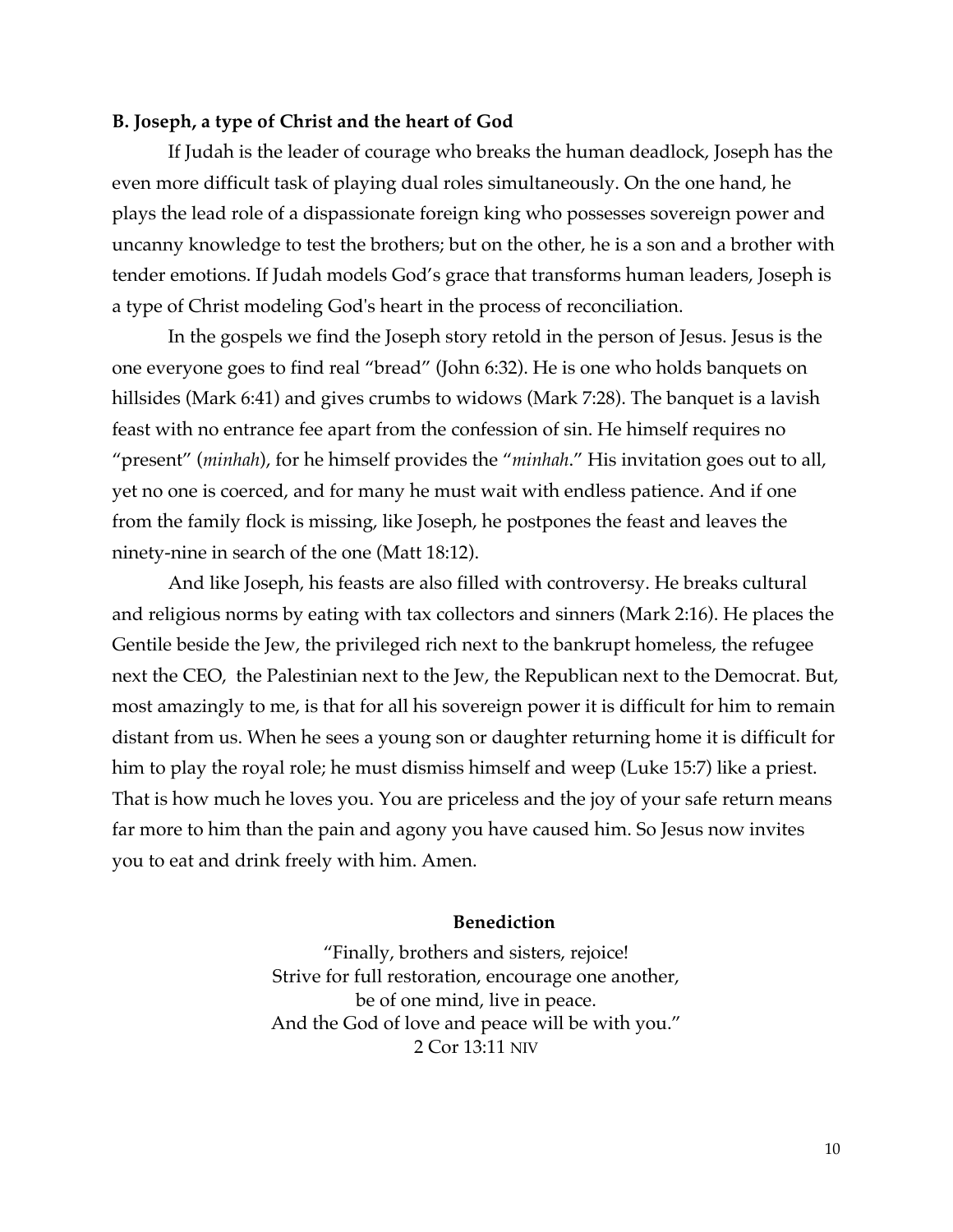**B. Joseph, a type of Christ and the heart of God**

If Judah is the leader of courage who breaks the human deadlock, Joseph has the even more difficult task of playing dual roles simultaneously. On the one hand, he plays the lead role of a dispassionate foreign king who possesses sovereign power and uncanny knowledge to test the brothers; but on the other, he is a son and a brother with tender emotions. If Judah models God's grace that transforms human leaders, Joseph is a type of Christ modeling God's heart in the process of reconciliation.

In the gospels we find the Joseph story retold in the person of Jesus. Jesus is the one everyone goes to find real "bread" (John 6:32). He is one who holds banquets on hillsides (Mark 6:41) and gives crumbs to widows (Mark 7:28). The banquet is a lavish feast with no entrance fee apart from the confession of sin. He himself requires no "present" (*minhah*), for he himself provides the "*minhah*." His invitation goes out to all, yet no one is coerced, and for many he must wait with endless patience. And if one from the family flock is missing, like Joseph, he postpones the feast and leaves the ninety-nine in search of the one (Matt 18:12).

And like Joseph, his feasts are also filled with controversy. He breaks cultural and religious norms by eating with tax collectors and sinners (Mark 2:16). He places the Gentile beside the Jew, the privileged rich next to the bankrupt homeless, the refugee next the CEO, the Palestinian next to the Jew, the Republican next to the Democrat. But, most amazingly to me, is that for all his sovereign power it is difficult for him to remain distant from us. When he sees a young son or daughter returning home it is difficult for him to play the royal role; he must dismiss himself and weep (Luke 15:7) like a priest. That is how much he loves you. You are priceless and the joy of your safe return means far more to him than the pain and agony you have caused him. So Jesus now invites you to eat and drink freely with him. Amen.

**Benediction**

"Finally, brothers and sisters, rejoice!
Strive for full restoration, encourage one another,
be of one mind, live in peace.
And the God of love and peace will be with you."
2 Cor 13:11 NIV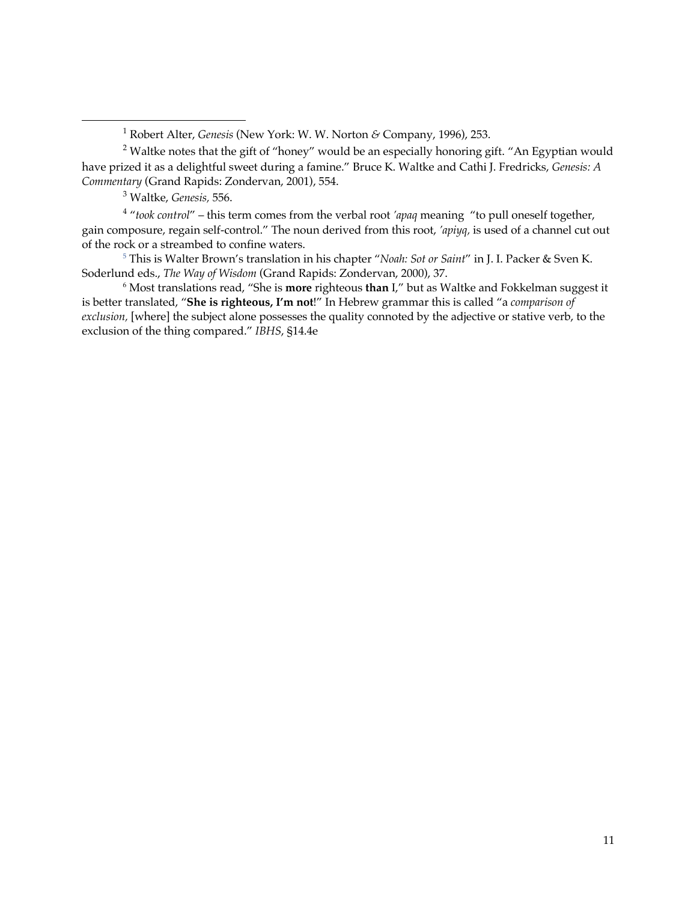[1] Robert Alter, *Genesis* (New York: W. W. Norton *&* Company, 1996), 253.

[2] Waltke notes that the gift of "honey" would be an especially honoring gift. "An Egyptian would have prized it as a delightful sweet during a famine." Bruce K. Waltke and Cathi J. Fredricks, *Genesis: A Commentary* (Grand Rapids: Zondervan, 2001), 554.

[3] Waltke, *Genesis,* 556.

[4] "*took control*" – this term comes from the verbal root *'apaq* meaning "to pull oneself together, gain composure, regain self-control." The noun derived from this root, *'apiyq*, is used of a channel cut out of the rock or a streambed to confine waters.

[5] This is Walter Brown's translation in his chapter "*Noah: Sot or Saint*" in J. I. Packer & Sven K. Soderlund eds., *The Way of Wisdom* (Grand Rapids: Zondervan, 2000), 37.

[6] Most translations read, "She is **more** righteous **than** I," but as Waltke and Fokkelman suggest it is better translated, "**She is righteous, I'm not**!" In Hebrew grammar this is called "a *comparison of exclusion,* [where] the subject alone possesses the quality connoted by the adjective or stative verb, to the exclusion of the thing compared." *IBHS*, §14.4e